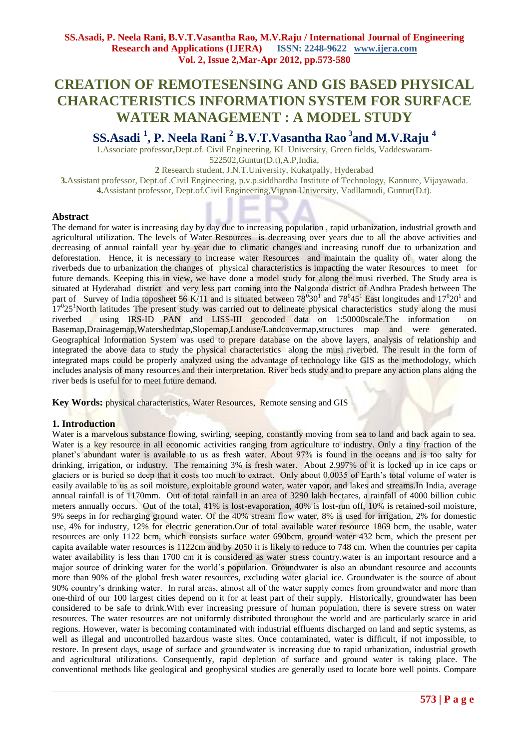# CREATION OF REMOTESENSING AND GIS BASED PHYSICAL CHARACTERISTICS INFORMATION SYSTEM FOR SURFACE WATER MANAGEMENT : A MODEL STUDY

**SS.Asadi [1], P. Neela Rani [2] B.V.T.Vasantha Rao [3] and M.V.Raju [4]**

1.Associate professor,Dept.of. Civil Engineering, KL University, Green fields, Vaddeswaram-522502,Guntur(D.t),A.P,India,

2 Research student, J.N.T.University, Kukatpally, Hyderabad

3.Assistant professor, Dept.of .Civil Engineering, p.v.p.siddhardha Institute of Technology, Kannure, Vijayawada.

4.Assistant professor, Dept.of.Civil Engineering,Vignan University, Vadllamudi, Guntur(D.t).

## Abstract

The demand for water is increasing day by day due to increasing population , rapid urbanization, industrial growth and agricultural utilization. The levels of Water Resources is decreasing over years due to all the above activities and decreasing of annual rainfall year by year due to climatic changes and increasing runoff due to urbanization and deforestation. Hence, it is necessary to increase water Resources and maintain the quality of water along the riverbeds due to urbanization the changes of physical characteristics is impacting the water Resources to meet for future demands. Keeping this in view, we have done a model study for along the musi riverbed. The Study area is situated at Hyderabad district and very less part coming into the Nalgonda district of Andhra Pradesh between The part of Survey of India toposheet 56 K/11 and is situated between $78^{0}30^{1}$ and $78^{0}45^{1}$ East longitudes and $17^{0}20^{1}$ and $17^{0}25^{1}$North latitudes The present study was carried out to delineate physical characteristics study along the musi riverbed using IRS-ID PAN and LISS-III geocoded data on 1:50000scale.The information on Basemap,Drainagemap,Watershedmap,Slopemap,Landuse/Landcovermap,structures map and were generated. Geographical Information System was used to prepare database on the above layers, analysis of relationship and integrated the above data to study the physical characteristics along the musi riverbed. The result in the form of integrated maps could be properly analyzed using the advantage of technology like GIS as the methodology, which includes analysis of many resources and their interpretation. River beds study and to prepare any action plans along the river beds is useful for to meet future demand.

**Key Words:** physical characteristics, Water Resources, Remote sensing and GIS

## 1. Introduction

Water is a marvelous substance flowing, swirling, seeping, constantly moving from sea to land and back again to sea. Water is a key resource in all economic activities ranging from agriculture to industry. Only a tiny fraction of the planet's abundant water is available to us as fresh water. About 97% is found in the oceans and is too salty for drinking, irrigation, or industry. The remaining 3% is fresh water. About 2.997% of it is locked up in ice caps or glaciers or is buried so deep that it costs too much to extract. Only about 0.0035 of Earth's total volume of water is easily available to us as soil moisture, exploitable ground water, water vapor, and lakes and streams.In India, average annual rainfall is of 1170mm. Out of total rainfall in an area of 3290 lakh hectares, a rainfall of 4000 billion cubic meters annually occurs. Out of the total, 41% is lost-evaporation, 40% is lost-run off, 10% is retained-soil moisture, 9% seeps in for recharging ground water. Of the 40% stream flow water, 8% is used for irrigation, 2% for domestic use, 4% for industry, 12% for electric generation.Our of total available water resource 1869 bcm, the usable, water resources are only 1122 bcm, which consists surface water 690bcm, ground water 432 bcm, which the present per capita available water resources is 1122cm and by 2050 it is likely to reduce to 748 cm. When the countries per capita water availability is less than 1700 cm it is considered as water stress country.water is an important resource and a major source of drinking water for the world's population. Groundwater is also an abundant resource and accounts more than 90% of the global fresh water resources, excluding water glacial ice. Groundwater is the source of about 90% country's drinking water. In rural areas, almost all of the water supply comes from groundwater and more than one-third of our 100 largest cities depend on it for at least part of their supply. Historically, groundwater has been considered to be safe to drink.With ever increasing pressure of human population, there is severe stress on water resources. The water resources are not uniformly distributed throughout the world and are particularly scarce in arid regions. However, water is becoming contaminated with industrial effluents discharged on land and septic systems, as well as illegal and uncontrolled hazardous waste sites. Once contaminated, water is difficult, if not impossible, to restore. In present days, usage of surface and groundwater is increasing due to rapid urbanization, industrial growth and agricultural utilizations. Consequently, rapid depletion of surface and ground water is taking place. The conventional methods like geological and geophysical studies are generally used to locate bore well points. Compare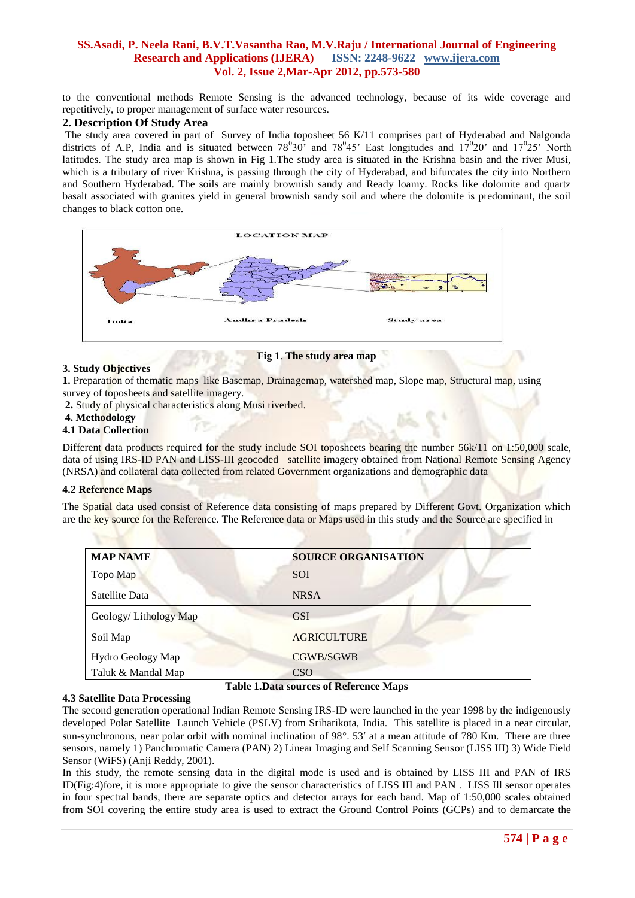to the conventional methods Remote Sensing is the advanced technology, because of its wide coverage and repetitively, to proper management of surface water resources.

## 2. Description Of Study Area

The study area covered in part of Survey of India toposheet 56 K/11 comprises part of Hyderabad and Nalgonda districts of A.P, India and is situated between $78^0$30' and $78^0$45' East longitudes and $17^0$20' and $17^0$25' North latitudes. The study area map is shown in Fig 1.The study area is situated in the Krishna basin and the river Musi, which is a tributary of river Krishna, is passing through the city of Hyderabad, and bifurcates the city into Northern and Southern Hyderabad. The soils are mainly brownish sandy and Ready loamy. Rocks like dolomite and quartz basalt associated with granites yield in general brownish sandy soil and where the dolomite is predominant, the soil changes to black cotton one.

**Fig 1**. **The study area map**

## 3. Study Objectives

**1.** Preparation of thematic maps like Basemap, Drainagemap, watershed map, Slope map, Structural map, using survey of toposheets and satellite imagery.

**2.** Study of physical characteristics along Musi riverbed.

## 4. Methodology

### 4.1 Data Collection

Different data products required for the study include SOI toposheets bearing the number 56k/11 on 1:50,000 scale, data of using IRS-ID PAN and LISS-III geocoded satellite imagery obtained from National Remote Sensing Agency (NRSA) and collateral data collected from related Government organizations and demographic data

### 4.2 Reference Maps

The Spatial data used consist of Reference data consisting of maps prepared by Different Govt. Organization which are the key source for the Reference. The Reference data or Maps used in this study and the Source are specified in

| MAP NAME | SOURCE ORGANISATION |
|---|---|
| Topo Map | SOI |
| Satellite Data | NRSA |
| Geology/ Lithology Map | GSI |
| Soil Map | AGRICULTURE |
| Hydro Geology Map | CGWB/SGWB |
| Taluk & Mandal Map | CSO |

**Table 1.Data sources of Reference Maps**

### 4.3 Satellite Data Processing

The second generation operational Indian Remote Sensing IRS-ID were launched in the year 1998 by the indigenously developed Polar Satellite Launch Vehicle (PSLV) from Sriharikota, India. This satellite is placed in a near circular, sun-synchronous, near polar orbit with nominal inclination of 98°. 53′ at a mean attitude of 780 Km. There are three sensors, namely 1) Panchromatic Camera (PAN) 2) Linear Imaging and Self Scanning Sensor (LISS III) 3) Wide Field Sensor (WiFS) (Anji Reddy, 2001).

In this study, the remote sensing data in the digital mode is used and is obtained by LISS III and PAN of IRS ID(Fig:4)fore, it is more appropriate to give the sensor characteristics of LISS III and PAN . LISS Ill sensor operates in four spectral bands, there are separate optics and detector arrays for each band. Map of 1:50,000 scales obtained from SOI covering the entire study area is used to extract the Ground Control Points (GCPs) and to demarcate the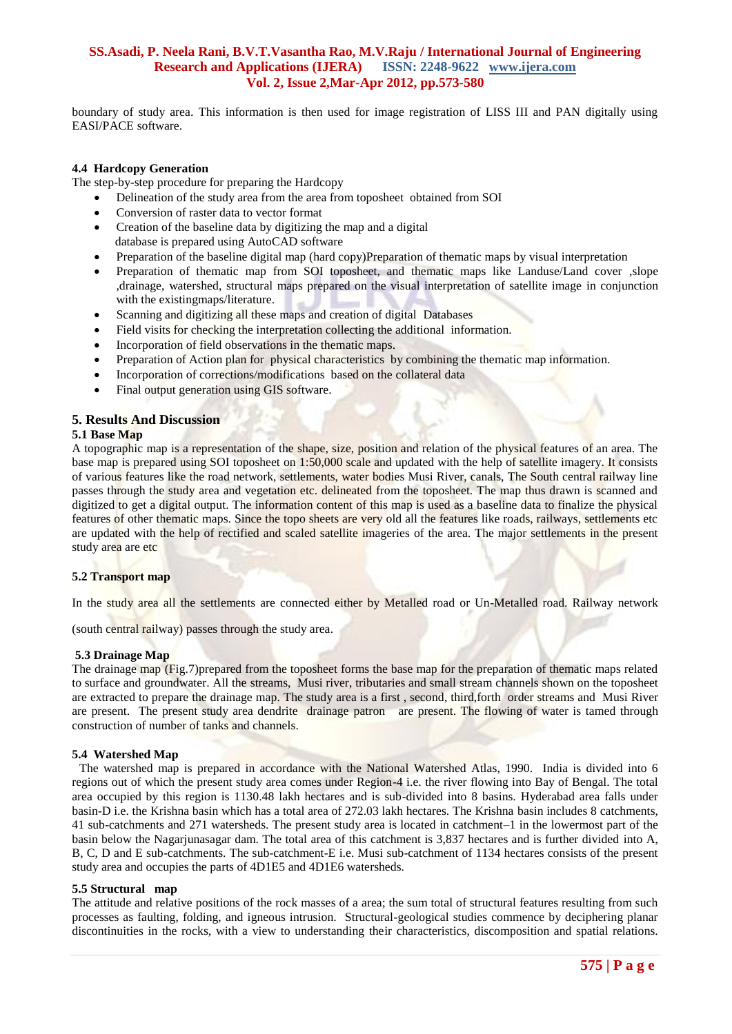boundary of study area. This information is then used for image registration of LISS III and PAN digitally using EASI/PACE software.

### 4.4 Hardcopy Generation

The step-by-step procedure for preparing the Hardcopy

- Delineation of the study area from the area from toposheet obtained from SOI
- Conversion of raster data to vector format
- Creation of the baseline data by digitizing the map and a digital database is prepared using AutoCAD software
- Preparation of the baseline digital map (hard copy)Preparation of thematic maps by visual interpretation
- Preparation of thematic map from SOI toposheet, and thematic maps like Landuse/Land cover ,slope ,drainage, watershed, structural maps prepared on the visual interpretation of satellite image in conjunction with the existingmaps/literature.
- Scanning and digitizing all these maps and creation of digital Databases
- Field visits for checking the interpretation collecting the additional information.
- Incorporation of field observations in the thematic maps.
- Preparation of Action plan for physical characteristics by combining the thematic map information.
- Incorporation of corrections/modifications based on the collateral data
- Final output generation using GIS software.

## 5. Results And Discussion

### 5.1 Base Map

A topographic map is a representation of the shape, size, position and relation of the physical features of an area. The base map is prepared using SOI toposheet on 1:50,000 scale and updated with the help of satellite imagery. It consists of various features like the road network, settlements, water bodies Musi River, canals, The South central railway line passes through the study area and vegetation etc. delineated from the toposheet. The map thus drawn is scanned and digitized to get a digital output. The information content of this map is used as a baseline data to finalize the physical features of other thematic maps. Since the topo sheets are very old all the features like roads, railways, settlements etc are updated with the help of rectified and scaled satellite imageries of the area. The major settlements in the present study area are etc

### 5.2 Transport map

In the study area all the settlements are connected either by Metalled road or Un-Metalled road. Railway network

(south central railway) passes through the study area.

### 5.3 Drainage Map

The drainage map (Fig.7)prepared from the toposheet forms the base map for the preparation of thematic maps related to surface and groundwater. All the streams, Musi river, tributaries and small stream channels shown on the toposheet are extracted to prepare the drainage map. The study area is a first , second, third,forth order streams and Musi River are present. The present study area dendrite drainage patron are present. The flowing of water is tamed through construction of number of tanks and channels.

### 5.4 Watershed Map

The watershed map is prepared in accordance with the National Watershed Atlas, 1990. India is divided into 6 regions out of which the present study area comes under Region-4 i.e. the river flowing into Bay of Bengal. The total area occupied by this region is 1130.48 lakh hectares and is sub-divided into 8 basins. Hyderabad area falls under basin-D i.e. the Krishna basin which has a total area of 272.03 lakh hectares. The Krishna basin includes 8 catchments, 41 sub-catchments and 271 watersheds. The present study area is located in catchment–1 in the lowermost part of the basin below the Nagarjunasagar dam. The total area of this catchment is 3,837 hectares and is further divided into A, B, C, D and E sub-catchments. The sub-catchment-E i.e. Musi sub-catchment of 1134 hectares consists of the present study area and occupies the parts of 4D1E5 and 4D1E6 watersheds.

### 5.5 Structural map

The attitude and relative positions of the rock masses of a area; the sum total of structural features resulting from such processes as faulting, folding, and igneous intrusion. Structural-geological studies commence by deciphering planar discontinuities in the rocks, with a view to understanding their characteristics, discomposition and spatial relations.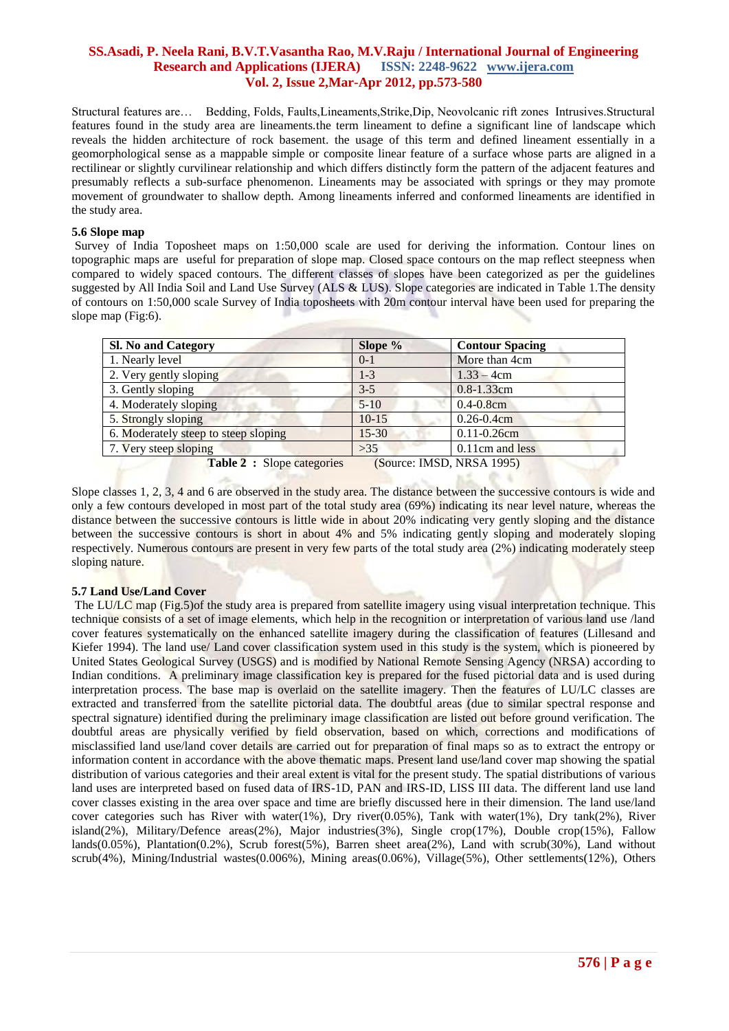Structural features are… Bedding, Folds, Faults,Lineaments,Strike,Dip, Neovolcanic rift zones Intrusives.Structural features found in the study area are lineaments.the term lineament to define a significant line of landscape which reveals the hidden architecture of rock basement. the usage of this term and defined lineament essentially in a geomorphological sense as a mappable simple or composite linear feature of a surface whose parts are aligned in a rectilinear or slightly curvilinear relationship and which differs distinctly form the pattern of the adjacent features and presumably reflects a sub-surface phenomenon. Lineaments may be associated with springs or they may promote movement of groundwater to shallow depth. Among lineaments inferred and conformed lineaments are identified in the study area.

### 5.6 Slope map

Survey of India Toposheet maps on 1:50,000 scale are used for deriving the information. Contour lines on topographic maps are useful for preparation of slope map. Closed space contours on the map reflect steepness when compared to widely spaced contours. The different classes of slopes have been categorized as per the guidelines suggested by All India Soil and Land Use Survey (ALS & LUS). Slope categories are indicated in Table 1.The density of contours on 1:50,000 scale Survey of India toposheets with 20m contour interval have been used for preparing the slope map (Fig:6).

| Sl. No and Category | Slope % | Contour Spacing |
|---|---|---|
| 1. Nearly level | 0-1 | More than 4cm |
| 2. Very gently sloping | 1-3 | 1.33 – 4cm |
| 3. Gently sloping | 3-5 | 0.8-1.33cm |
| 4. Moderately sloping | 5-10 | 0.4-0.8cm |
| 5. Strongly sloping | 10-15 | 0.26-0.4cm |
| 6. Moderately steep to steep sloping | 15-30 | 0.11-0.26cm |
| 7. Very steep sloping | >35 | 0.11cm and less |

**Table 2 :** Slope categories (Source: IMSD, NRSA 1995)

Slope classes 1, 2, 3, 4 and 6 are observed in the study area. The distance between the successive contours is wide and only a few contours developed in most part of the total study area (69%) indicating its near level nature, whereas the distance between the successive contours is little wide in about 20% indicating very gently sloping and the distance between the successive contours is short in about 4% and 5% indicating gently sloping and moderately sloping respectively. Numerous contours are present in very few parts of the total study area (2%) indicating moderately steep sloping nature.

### 5.7 Land Use/Land Cover

The LU/LC map (Fig.5)of the study area is prepared from satellite imagery using visual interpretation technique. This technique consists of a set of image elements, which help in the recognition or interpretation of various land use /land cover features systematically on the enhanced satellite imagery during the classification of features (Lillesand and Kiefer 1994). The land use/ Land cover classification system used in this study is the system, which is pioneered by United States Geological Survey (USGS) and is modified by National Remote Sensing Agency (NRSA) according to Indian conditions. A preliminary image classification key is prepared for the fused pictorial data and is used during interpretation process. The base map is overlaid on the satellite imagery. Then the features of LU/LC classes are extracted and transferred from the satellite pictorial data. The doubtful areas (due to similar spectral response and spectral signature) identified during the preliminary image classification are listed out before ground verification. The doubtful areas are physically verified by field observation, based on which, corrections and modifications of misclassified land use/land cover details are carried out for preparation of final maps so as to extract the entropy or information content in accordance with the above thematic maps. Present land use/land cover map showing the spatial distribution of various categories and their areal extent is vital for the present study. The spatial distributions of various land uses are interpreted based on fused data of IRS-1D, PAN and IRS-ID, LISS III data. The different land use land cover classes existing in the area over space and time are briefly discussed here in their dimension. The land use/land cover categories such has River with water(1%), Dry river(0.05%), Tank with water(1%), Dry tank(2%), River island(2%), Military/Defence areas(2%), Major industries(3%), Single crop(17%), Double crop(15%), Fallow lands(0.05%), Plantation(0.2%), Scrub forest(5%), Barren sheet area(2%), Land with scrub(30%), Land without scrub(4%), Mining/Industrial wastes(0.006%), Mining areas(0.06%), Village(5%), Other settlements(12%), Others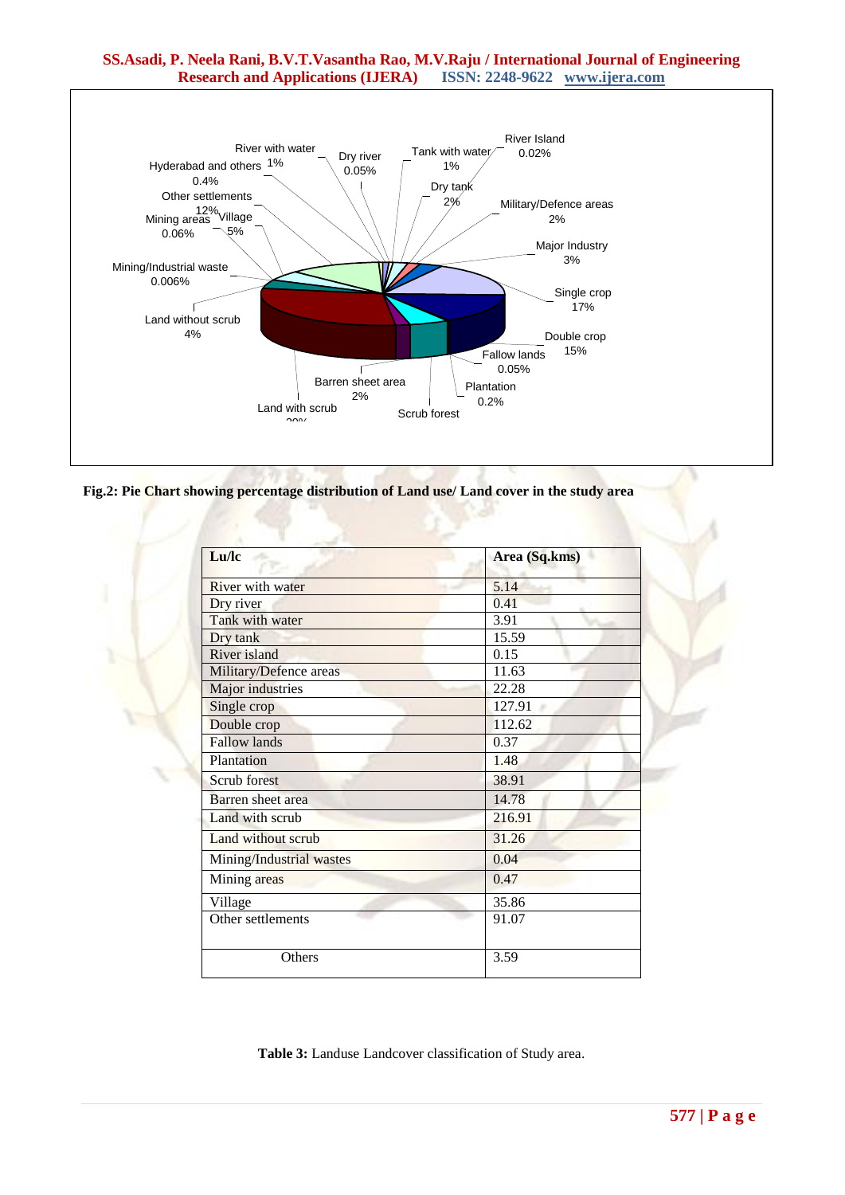**Fig.2: Pie Chart showing percentage distribution of Land use/ Land cover in the study area**

| Lu/lc | Area (Sq.kms) |
|---|---|
| River with water | 5.14 |
| Dry river | 0.41 |
| Tank with water | 3.91 |
| Dry tank | 15.59 |
| River island | 0.15 |
| Military/Defence areas | 11.63 |
| Major industries | 22.28 |
| Single crop | 127.91 |
| Double crop | 112.62 |
| Fallow lands | 0.37 |
| Plantation | 1.48 |
| Scrub forest | 38.91 |
| Barren sheet area | 14.78 |
| Land with scrub | 216.91 |
| Land without scrub | 31.26 |
| Mining/Industrial wastes | 0.04 |
| Mining areas | 0.47 |
| Village | 35.86 |
| Other settlements | 91.07 |
| Others | 3.59 |

**Table 3:** Landuse Landcover classification of Study area.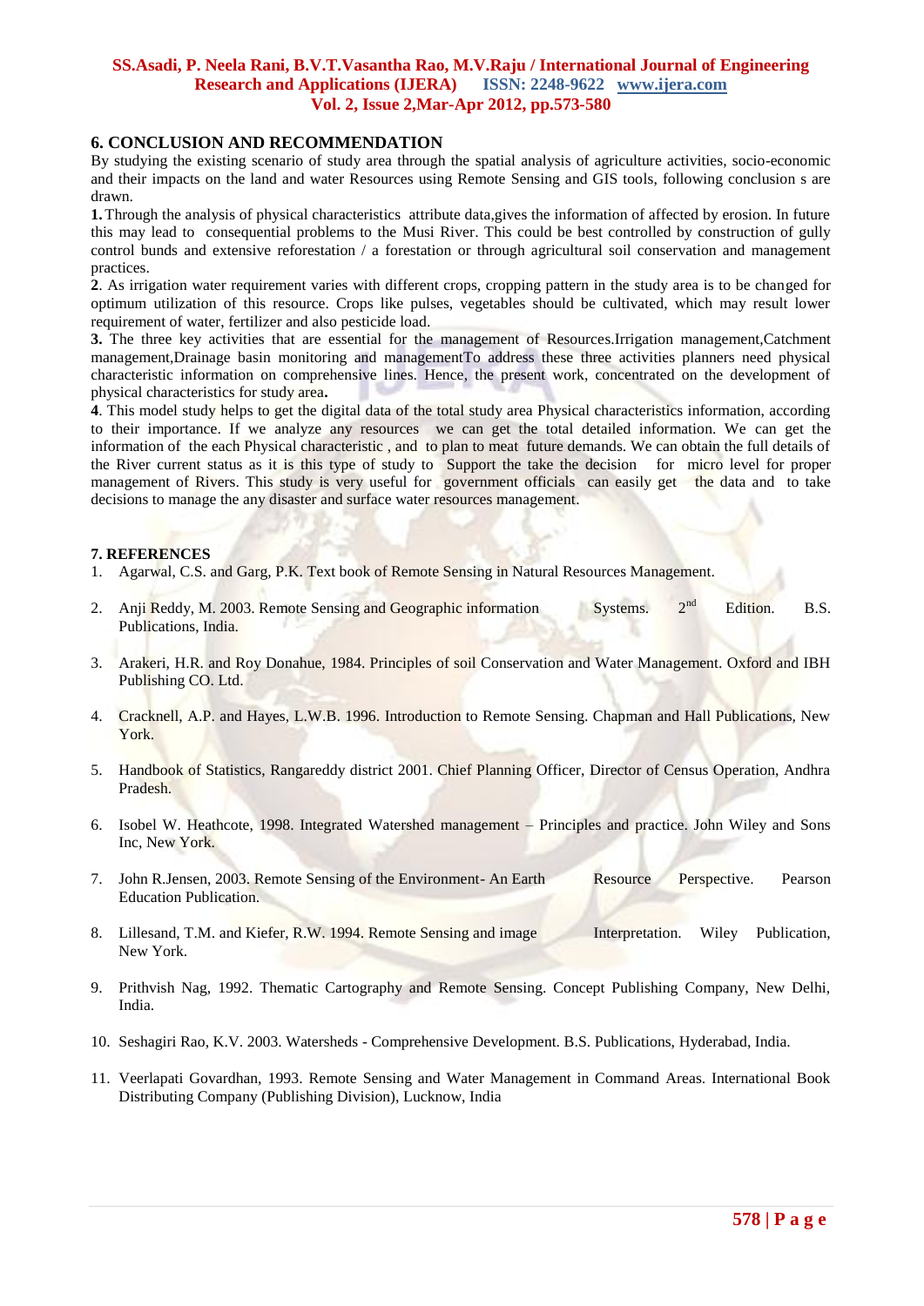## 6. CONCLUSION AND RECOMMENDATION

By studying the existing scenario of study area through the spatial analysis of agriculture activities, socio-economic and their impacts on the land and water Resources using Remote Sensing and GIS tools, following conclusion s are drawn.

**1.** Through the analysis of physical characteristics attribute data,gives the information of affected by erosion. In future this may lead to consequential problems to the Musi River. This could be best controlled by construction of gully control bunds and extensive reforestation / a forestation or through agricultural soil conservation and management practices.

**2**. As irrigation water requirement varies with different crops, cropping pattern in the study area is to be changed for optimum utilization of this resource. Crops like pulses, vegetables should be cultivated, which may result lower requirement of water, fertilizer and also pesticide load.

**3.** The three key activities that are essential for the management of Resources.Irrigation management,Catchment management,Drainage basin monitoring and managementTo address these three activities planners need physical characteristic information on comprehensive lines. Hence, the present work, concentrated on the development of physical characteristics for study area**.**

**4**. This model study helps to get the digital data of the total study area Physical characteristics information, according to their importance. If we analyze any resources we can get the total detailed information. We can get the information of the each Physical characteristic , and to plan to meat future demands. We can obtain the full details of the River current status as it is this type of study to Support the take the decision for micro level for proper management of Rivers. This study is very useful for government officials can easily get the data and to take decisions to manage the any disaster and surface water resources management.

## 7. REFERENCES

1. Agarwal, C.S. and Garg, P.K. Text book of Remote Sensing in Natural Resources Management.
2. Anji Reddy, M. 2003. Remote Sensing and Geographic information Systems. 2nd Edition. B.S. Publications, India.
3. Arakeri, H.R. and Roy Donahue, 1984. Principles of soil Conservation and Water Management. Oxford and IBH Publishing CO. Ltd.
4. Cracknell, A.P. and Hayes, L.W.B. 1996. Introduction to Remote Sensing. Chapman and Hall Publications, New York.
5. Handbook of Statistics, Rangareddy district 2001. Chief Planning Officer, Director of Census Operation, Andhra Pradesh.
6. Isobel W. Heathcote, 1998. Integrated Watershed management – Principles and practice. John Wiley and Sons Inc, New York.
7. John R.Jensen, 2003. Remote Sensing of the Environment- An Earth Resource Perspective. Pearson Education Publication.
8. Lillesand, T.M. and Kiefer, R.W. 1994. Remote Sensing and image Interpretation. Wiley Publication, New York.
9. Prithvish Nag, 1992. Thematic Cartography and Remote Sensing. Concept Publishing Company, New Delhi, India.
10. Seshagiri Rao, K.V. 2003. Watersheds - Comprehensive Development. B.S. Publications, Hyderabad, India.
11. Veerlapati Govardhan, 1993. Remote Sensing and Water Management in Command Areas. International Book Distributing Company (Publishing Division), Lucknow, India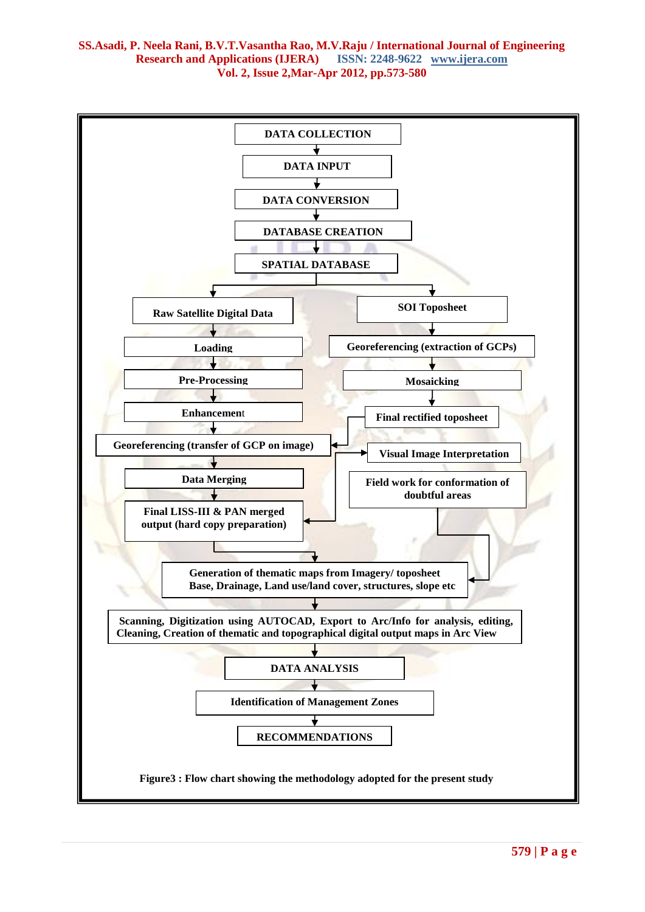DATA COLLECTION

↓

DATA INPUT

↓

DATA CONVERSION

↓

DATABASE CREATION

↓

SPATIAL DATABASE

| Raw Satellite Digital Data | SOI Toposheet |
|---|---|
| Loading | Georeferencing (extraction of GCPs) |
| Pre-Processing | Mosaicking |
| Enhancement | Final rectified toposheet |
| Georeferencing (transfer of GCP on image) | Visual Image Interpretation |
| Data Merging | Field work for conformation of doubtful areas |
| Final LISS-III & PAN merged output (hard copy preparation) | |

↓

Generation of thematic maps from Imagery/ toposheet
Base, Drainage, Land use/land cover, structures, slope etc

↓

Scanning, Digitization using AUTOCAD, Export to Arc/Info for analysis, editing, Cleaning, Creation of thematic and topographical digital output maps in Arc View

↓

DATA ANALYSIS

↓

Identification of Management Zones

↓

RECOMMENDATIONS

**Figure3 : Flow chart showing the methodology adopted for the present study**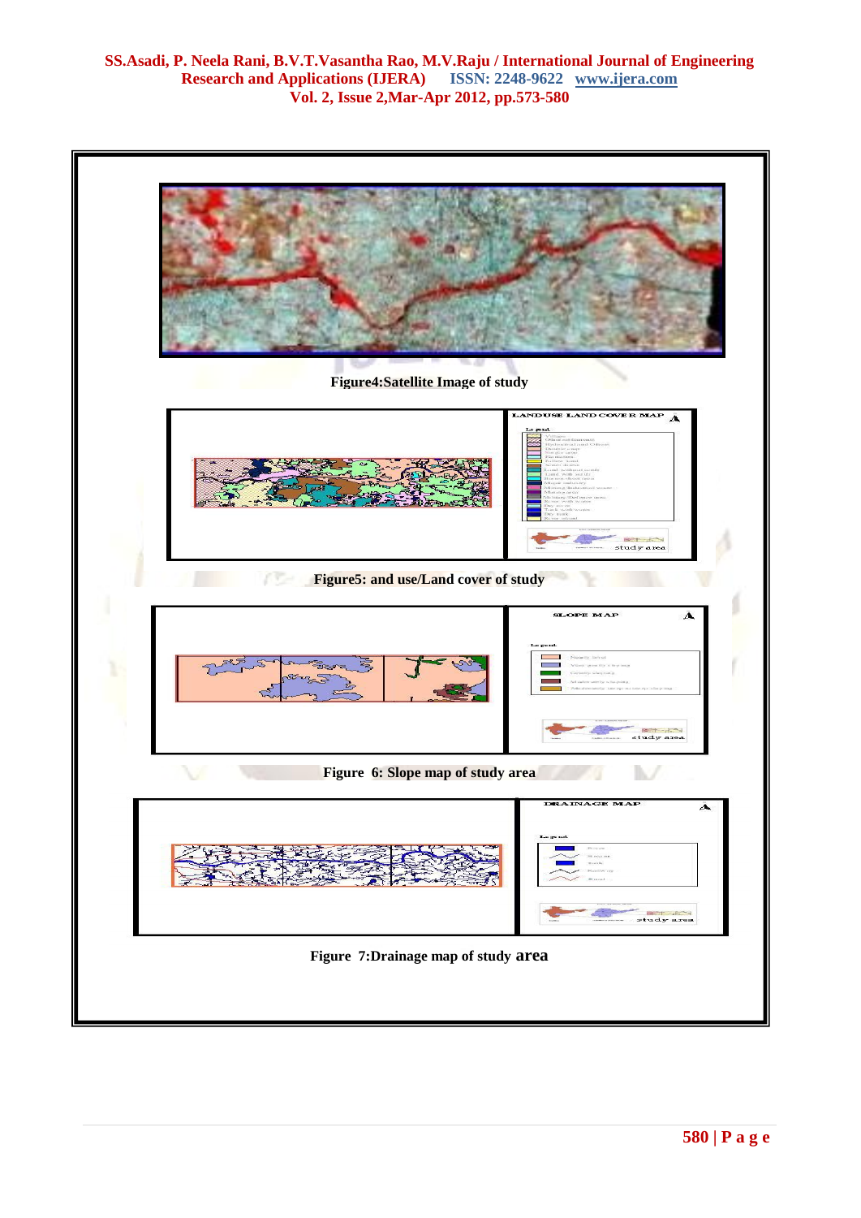Figure4:Satellite Image of study

Figure5: and use/Land cover of study

Figure 6: Slope map of study area

Figure 7:Drainage map of study area